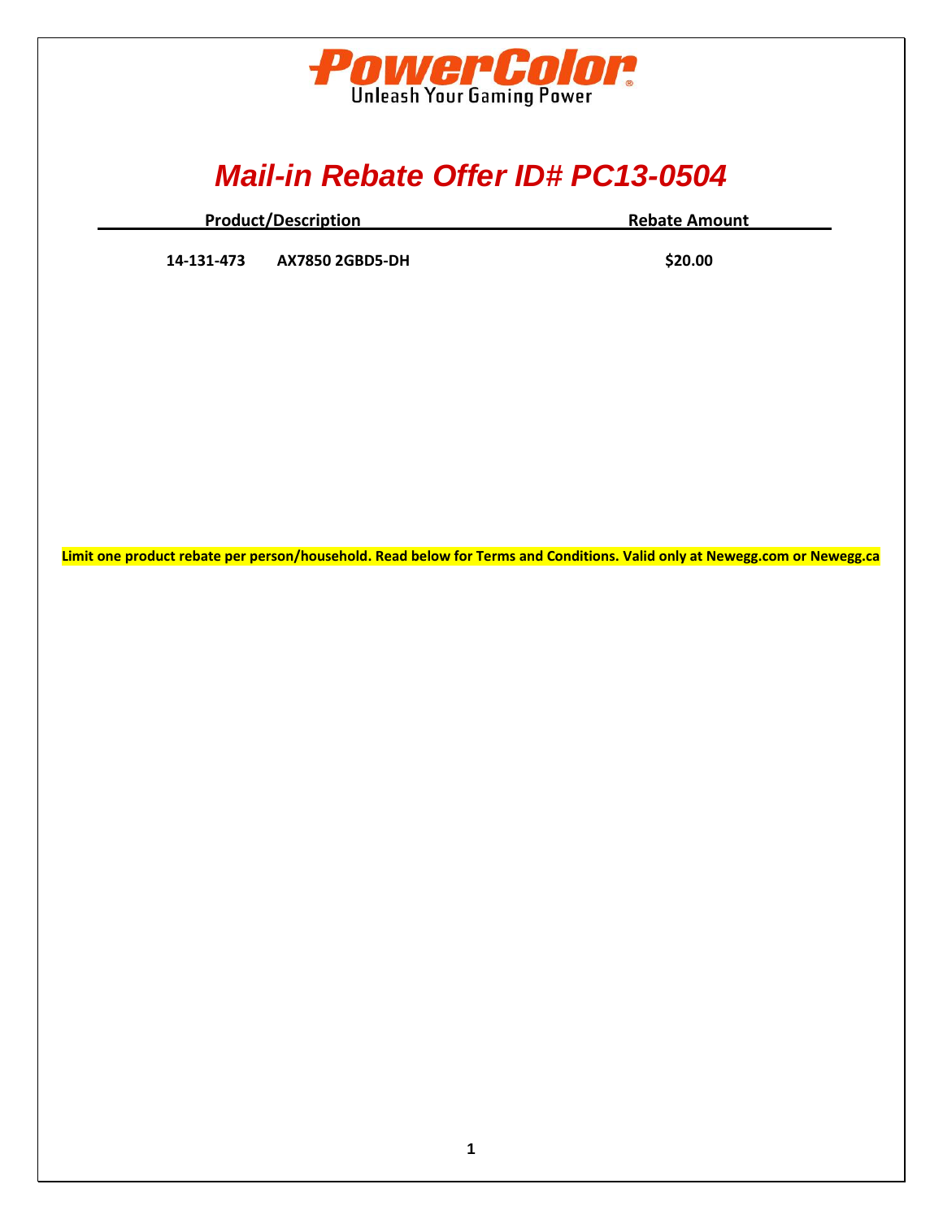PowerColor

Unleash Your Gaming Power

# Mail-in Rebate Offer ID# PC13-0504

| Product/Description | | Rebate Amount |
|---|---|---|
| 14-131-473 | AX7850 2GBD5-DH | $20.00 |

**Limit one product rebate per person/household. Read below for Terms and Conditions. Valid only at Newegg.com or Newegg.ca**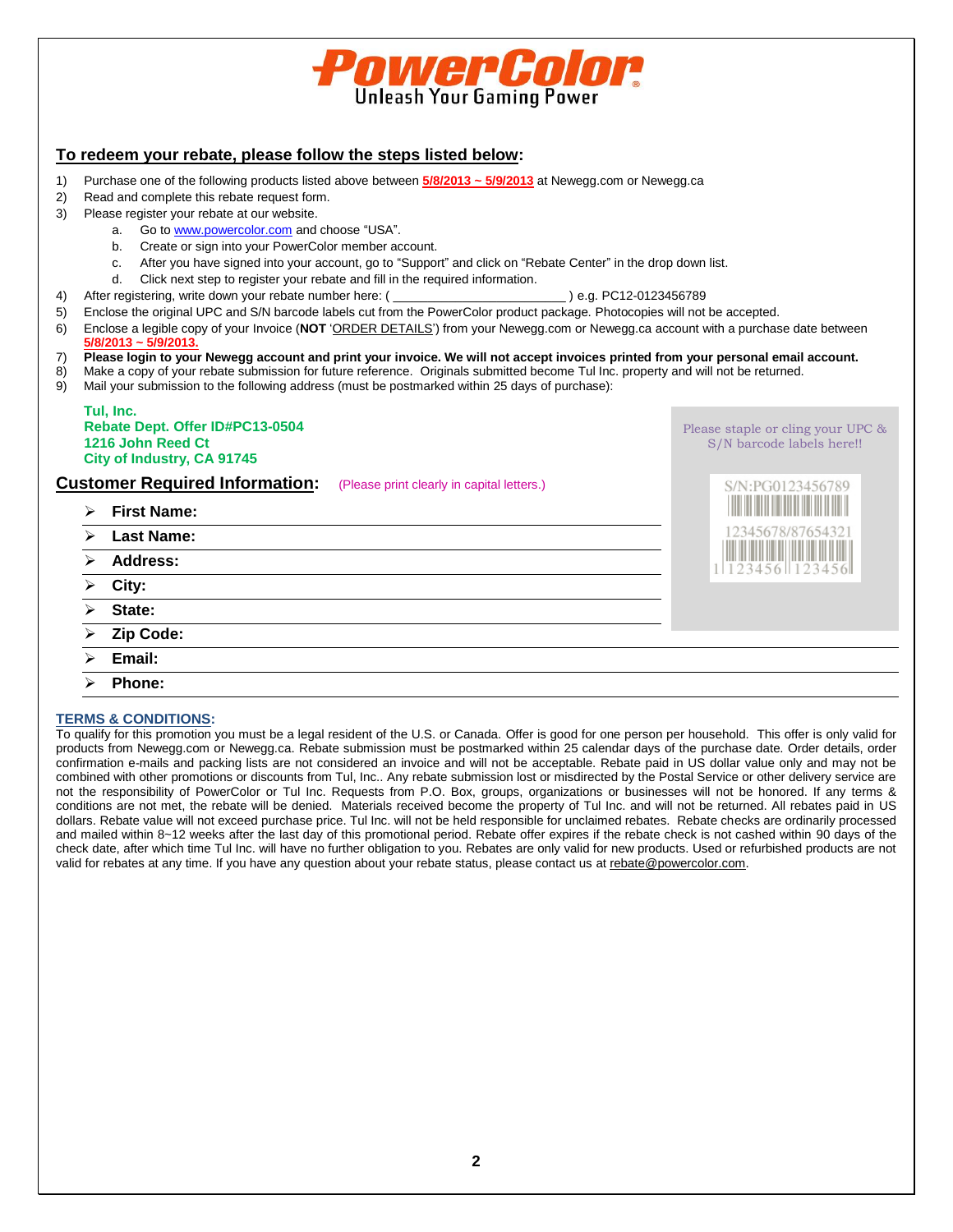PowerColor
Unleash Your Gaming Power

## To redeem your rebate, please follow the steps listed below:

1) Purchase one of the following products listed above between **5/8/2013 ~ 5/9/2013** at Newegg.com or Newegg.ca
2) Read and complete this rebate request form.
3) Please register your rebate at our website.
   a. Go to www.powercolor.com and choose "USA".
   b. Create or sign into your PowerColor member account.
   c. After you have signed into your account, go to "Support" and click on "Rebate Center" in the drop down list.
   d. Click next step to register your rebate and fill in the required information.
4) After registering, write down your rebate number here: ( ________________________ ) e.g. PC12-0123456789
5) Enclose the original UPC and S/N barcode labels cut from the PowerColor product package. Photocopies will not be accepted.
6) Enclose a legible copy of your Invoice (**NOT** 'ORDER DETAILS') from your Newegg.com or Newegg.ca account with a purchase date between **5/8/2013 ~ 5/9/2013.**
7) **Please login to your Newegg account and print your invoice. We will not accept invoices printed from your personal email account.**
8) Make a copy of your rebate submission for future reference. Originals submitted become Tul Inc. property and will not be returned.
9) Mail your submission to the following address (must be postmarked within 25 days of purchase):

**Tul, Inc.**
**Rebate Dept. Offer ID#PC13-0504**
**1216 John Reed Ct**
**City of Industry, CA 91745**

Please staple or cling your UPC & S/N barcode labels here!!

S/N:PG0123456789

12345678/87654321

1 123456 123456

## Customer Required Information: (Please print clearly in capital letters.)

- **First Name:**
- **Last Name:**
- **Address:**
- **City:**
- **State:**
- **Zip Code:**
- **Email:**
- **Phone:**

### TERMS & CONDITIONS:

To qualify for this promotion you must be a legal resident of the U.S. or Canada. Offer is good for one person per household. This offer is only valid for products from Newegg.com or Newegg.ca. Rebate submission must be postmarked within 25 calendar days of the purchase date. Order details, order confirmation e-mails and packing lists are not considered an invoice and will not be acceptable. Rebate paid in US dollar value only and may not be combined with other promotions or discounts from Tul, Inc.. Any rebate submission lost or misdirected by the Postal Service or other delivery service are not the responsibility of PowerColor or Tul Inc. Requests from P.O. Box, groups, organizations or businesses will not be honored. If any terms & conditions are not met, the rebate will be denied. Materials received become the property of Tul Inc. and will not be returned. All rebates paid in US dollars. Rebate value will not exceed purchase price. Tul Inc. will not be held responsible for unclaimed rebates. Rebate checks are ordinarily processed and mailed within 8~12 weeks after the last day of this promotional period. Rebate offer expires if the rebate check is not cashed within 90 days of the check date, after which time Tul Inc. will have no further obligation to you. Rebates are only valid for new products. Used or refurbished products are not valid for rebates at any time. If you have any question about your rebate status, please contact us at rebate@powercolor.com.